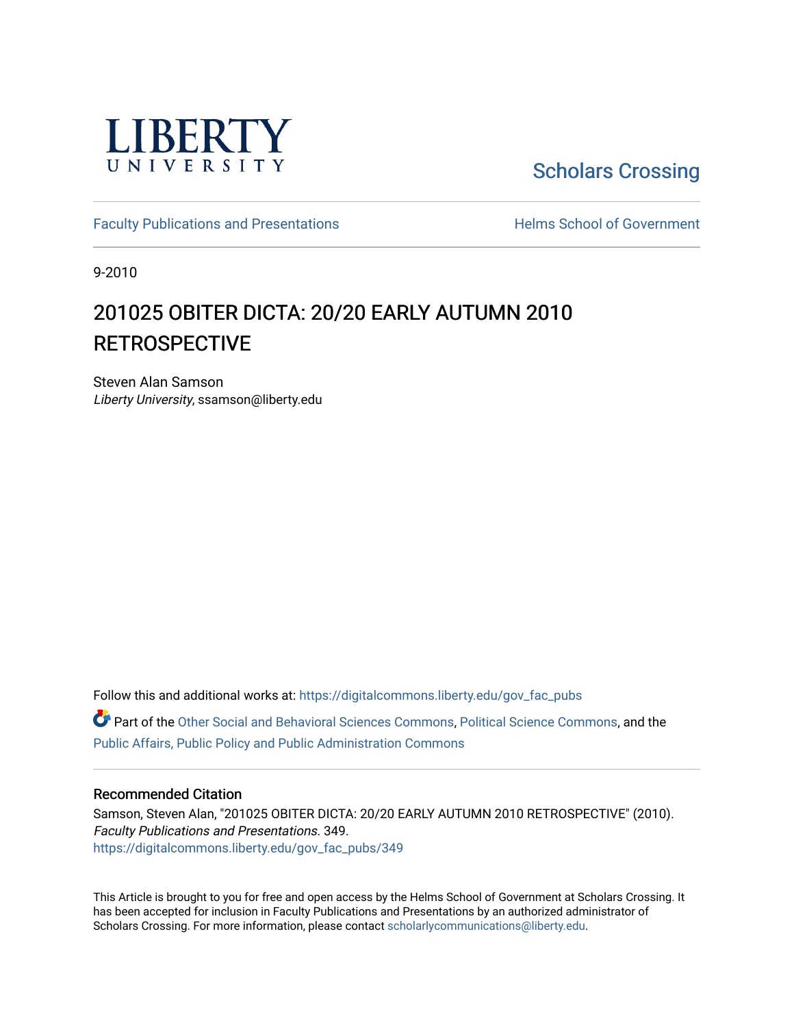LIBERTY UNIVERSITY

Scholars Crossing

Faculty Publications and Presentations

Helms School of Government

9-2010

# 201025 OBITER DICTA: 20/20 EARLY AUTUMN 2010 RETROSPECTIVE

Steven Alan Samson
*Liberty University*, ssamson@liberty.edu

Follow this and additional works at: https://digitalcommons.liberty.edu/gov_fac_pubs

Part of the Other Social and Behavioral Sciences Commons, Political Science Commons, and the Public Affairs, Public Policy and Public Administration Commons

## Recommended Citation

Samson, Steven Alan, "201025 OBITER DICTA: 20/20 EARLY AUTUMN 2010 RETROSPECTIVE" (2010). *Faculty Publications and Presentations*. 349.
https://digitalcommons.liberty.edu/gov_fac_pubs/349

This Article is brought to you for free and open access by the Helms School of Government at Scholars Crossing. It has been accepted for inclusion in Faculty Publications and Presentations by an authorized administrator of Scholars Crossing. For more information, please contact scholarlycommunications@liberty.edu.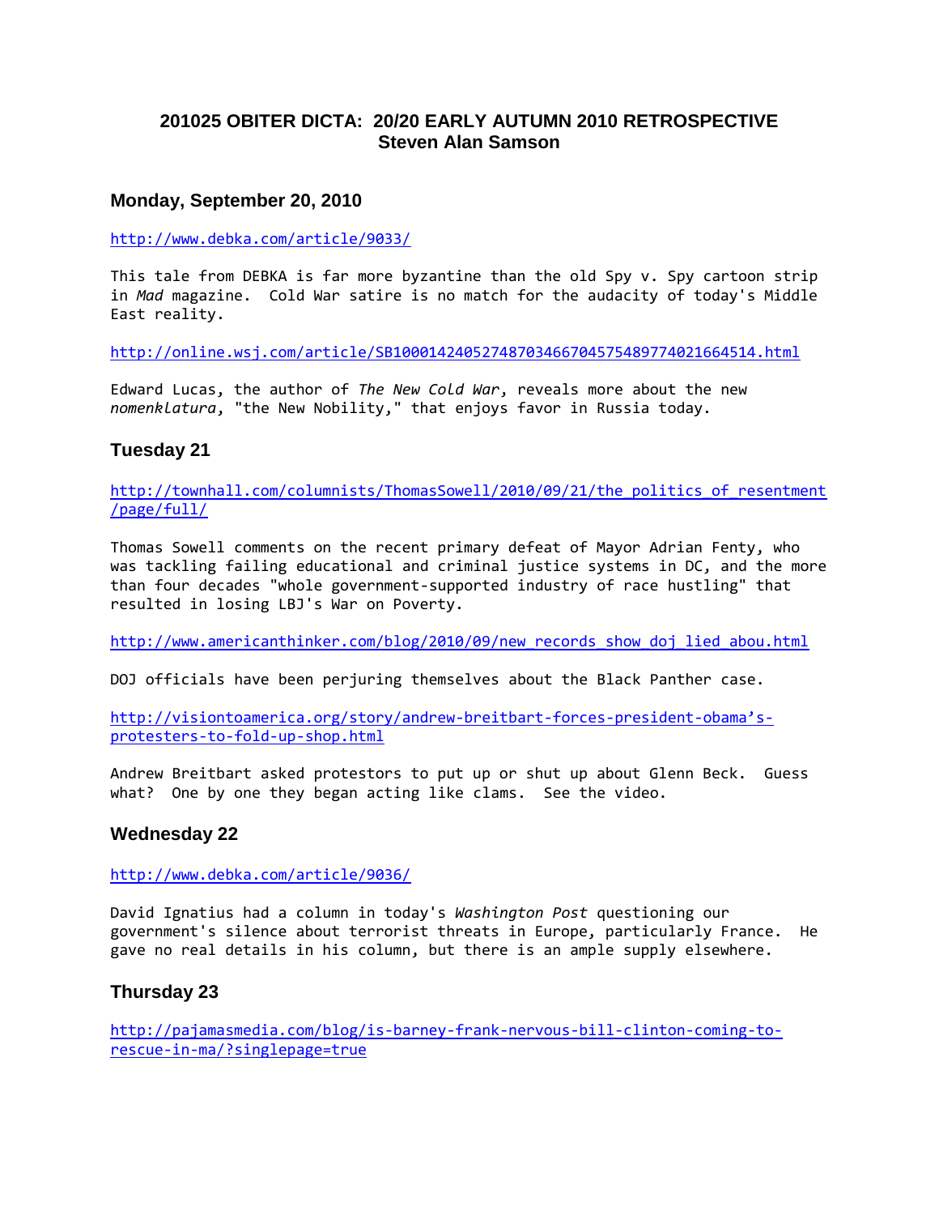## 201025 OBITER DICTA: 20/20 EARLY AUTUMN 2010 RETROSPECTIVE
## Steven Alan Samson

### Monday, September 20, 2010

http://www.debka.com/article/9033/

This tale from DEBKA is far more byzantine than the old Spy v. Spy cartoon strip in *Mad* magazine. Cold War satire is no match for the audacity of today's Middle East reality.

http://online.wsj.com/article/SB10001424052748703466704575489774021664514.html

Edward Lucas, the author of *The New Cold War*, reveals more about the new *nomenklatura*, "the New Nobility," that enjoys favor in Russia today.

### Tuesday 21

http://townhall.com/columnists/ThomasSowell/2010/09/21/the_politics_of_resentment/page/full/

Thomas Sowell comments on the recent primary defeat of Mayor Adrian Fenty, who was tackling failing educational and criminal justice systems in DC, and the more than four decades "whole government-supported industry of race hustling" that resulted in losing LBJ's War on Poverty.

http://www.americanthinker.com/blog/2010/09/new_records_show_doj_lied_abou.html

DOJ officials have been perjuring themselves about the Black Panther case.

http://visiontoamerica.org/story/andrew-breitbart-forces-president-obama's-protesters-to-fold-up-shop.html

Andrew Breitbart asked protestors to put up or shut up about Glenn Beck. Guess what? One by one they began acting like clams. See the video.

### Wednesday 22

http://www.debka.com/article/9036/

David Ignatius had a column in today's *Washington Post* questioning our government's silence about terrorist threats in Europe, particularly France. He gave no real details in his column, but there is an ample supply elsewhere.

### Thursday 23

http://pajamasmedia.com/blog/is-barney-frank-nervous-bill-clinton-coming-to-rescue-in-ma/?singlepage=true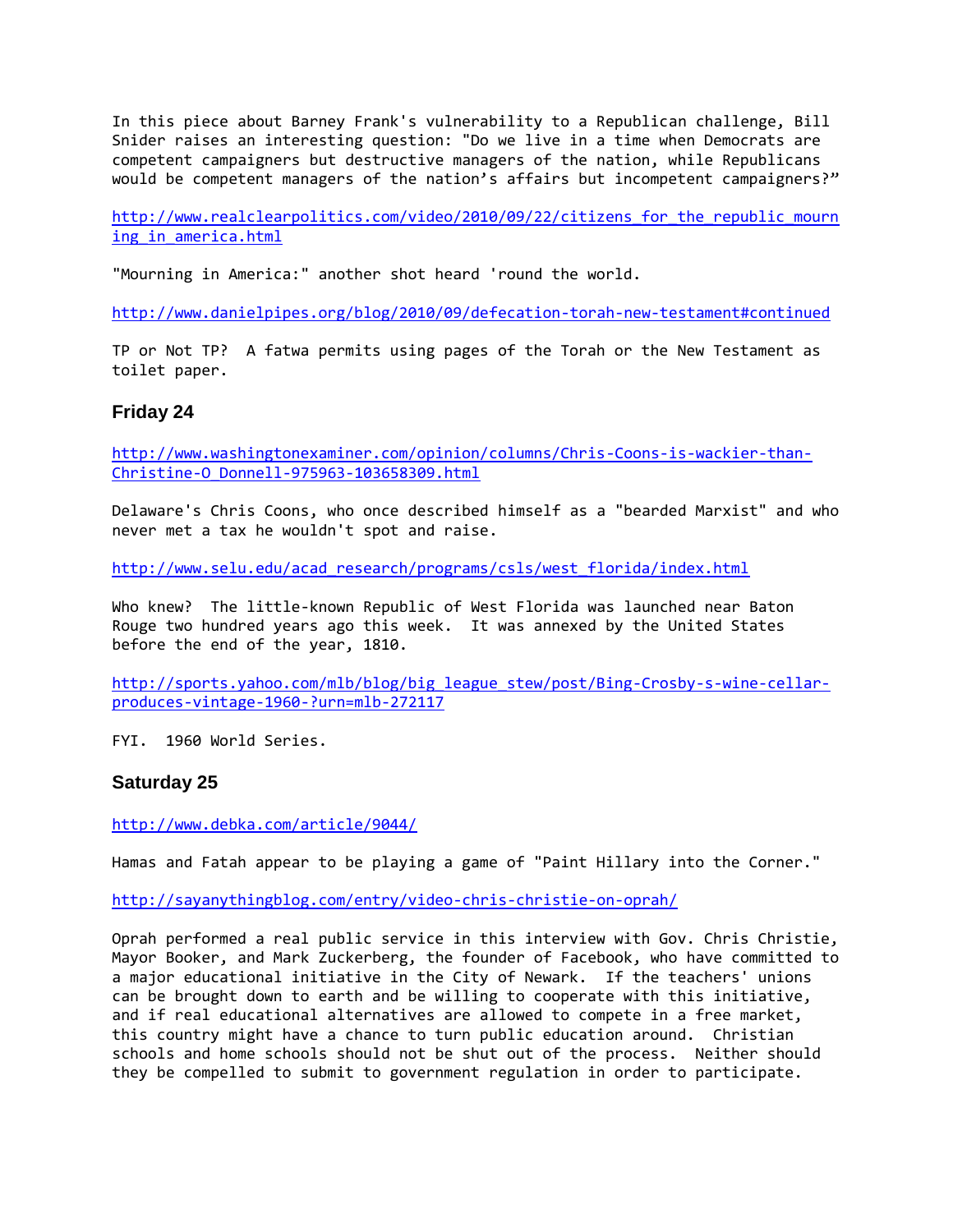In this piece about Barney Frank's vulnerability to a Republican challenge, Bill Snider raises an interesting question: "Do we live in a time when Democrats are competent campaigners but destructive managers of the nation, while Republicans would be competent managers of the nation's affairs but incompetent campaigners?"

http://www.realclearpolitics.com/video/2010/09/22/citizens_for_the_republic_mourning_in_america.html

"Mourning in America:" another shot heard 'round the world.

http://www.danielpipes.org/blog/2010/09/defecation-torah-new-testament#continued

TP or Not TP? A fatwa permits using pages of the Torah or the New Testament as toilet paper.

### Friday 24

http://www.washingtonexaminer.com/opinion/columns/Chris-Coons-is-wackier-than-Christine-O_Donnell-975963-103658309.html

Delaware's Chris Coons, who once described himself as a "bearded Marxist" and who never met a tax he wouldn't spot and raise.

http://www.selu.edu/acad_research/programs/csls/west_florida/index.html

Who knew? The little-known Republic of West Florida was launched near Baton Rouge two hundred years ago this week. It was annexed by the United States before the end of the year, 1810.

http://sports.yahoo.com/mlb/blog/big_league_stew/post/Bing-Crosby-s-wine-cellar-produces-vintage-1960-?urn=mlb-272117

FYI. 1960 World Series.

### Saturday 25

http://www.debka.com/article/9044/

Hamas and Fatah appear to be playing a game of "Paint Hillary into the Corner."

http://sayanythingblog.com/entry/video-chris-christie-on-oprah/

Oprah performed a real public service in this interview with Gov. Chris Christie, Mayor Booker, and Mark Zuckerberg, the founder of Facebook, who have committed to a major educational initiative in the City of Newark. If the teachers' unions can be brought down to earth and be willing to cooperate with this initiative, and if real educational alternatives are allowed to compete in a free market, this country might have a chance to turn public education around. Christian schools and home schools should not be shut out of the process. Neither should they be compelled to submit to government regulation in order to participate.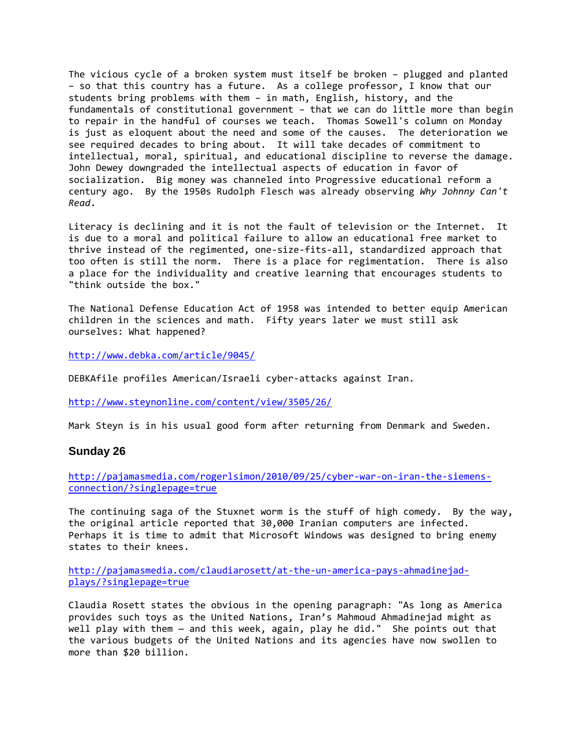The vicious cycle of a broken system must itself be broken – plugged and planted – so that this country has a future. As a college professor, I know that our students bring problems with them – in math, English, history, and the fundamentals of constitutional government – that we can do little more than begin to repair in the handful of courses we teach. Thomas Sowell's column on Monday is just as eloquent about the need and some of the causes. The deterioration we see required decades to bring about. It will take decades of commitment to intellectual, moral, spiritual, and educational discipline to reverse the damage. John Dewey downgraded the intellectual aspects of education in favor of socialization. Big money was channeled into Progressive educational reform a century ago. By the 1950s Rudolph Flesch was already observing *Why Johnny Can't Read*.

Literacy is declining and it is not the fault of television or the Internet. It is due to a moral and political failure to allow an educational free market to thrive instead of the regimented, one-size-fits-all, standardized approach that too often is still the norm. There is a place for regimentation. There is also a place for the individuality and creative learning that encourages students to "think outside the box."

The National Defense Education Act of 1958 was intended to better equip American children in the sciences and math. Fifty years later we must still ask ourselves: What happened?

http://www.debka.com/article/9045/

DEBKAfile profiles American/Israeli cyber-attacks against Iran.

http://www.steynonline.com/content/view/3505/26/

Mark Steyn is in his usual good form after returning from Denmark and Sweden.

### Sunday 26

http://pajamasmedia.com/rogerlsimon/2010/09/25/cyber-war-on-iran-the-siemens-connection/?singlepage=true

The continuing saga of the Stuxnet worm is the stuff of high comedy. By the way, the original article reported that 30,000 Iranian computers are infected. Perhaps it is time to admit that Microsoft Windows was designed to bring enemy states to their knees.

http://pajamasmedia.com/claudiarosett/at-the-un-america-pays-ahmadinejad-plays/?singlepage=true

Claudia Rosett states the obvious in the opening paragraph: "As long as America provides such toys as the United Nations, Iran's Mahmoud Ahmadinejad might as well play with them — and this week, again, play he did." She points out that the various budgets of the United Nations and its agencies have now swollen to more than $20 billion.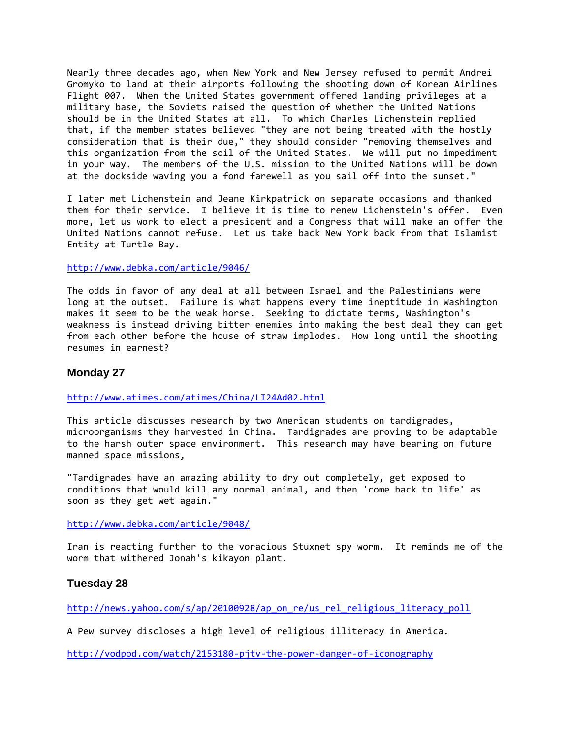Nearly three decades ago, when New York and New Jersey refused to permit Andrei Gromyko to land at their airports following the shooting down of Korean Airlines Flight 007. When the United States government offered landing privileges at a military base, the Soviets raised the question of whether the United Nations should be in the United States at all. To which Charles Lichenstein replied that, if the member states believed "they are not being treated with the hostly consideration that is their due," they should consider "removing themselves and this organization from the soil of the United States. We will put no impediment in your way. The members of the U.S. mission to the United Nations will be down at the dockside waving you a fond farewell as you sail off into the sunset."

I later met Lichenstein and Jeane Kirkpatrick on separate occasions and thanked them for their service. I believe it is time to renew Lichenstein's offer. Even more, let us work to elect a president and a Congress that will make an offer the United Nations cannot refuse. Let us take back New York back from that Islamist Entity at Turtle Bay.

http://www.debka.com/article/9046/

The odds in favor of any deal at all between Israel and the Palestinians were long at the outset. Failure is what happens every time ineptitude in Washington makes it seem to be the weak horse. Seeking to dictate terms, Washington's weakness is instead driving bitter enemies into making the best deal they can get from each other before the house of straw implodes. How long until the shooting resumes in earnest?

### Monday 27

http://www.atimes.com/atimes/China/LI24Ad02.html

This article discusses research by two American students on tardigrades, microorganisms they harvested in China. Tardigrades are proving to be adaptable to the harsh outer space environment. This research may have bearing on future manned space missions,

"Tardigrades have an amazing ability to dry out completely, get exposed to conditions that would kill any normal animal, and then 'come back to life' as soon as they get wet again."

http://www.debka.com/article/9048/

Iran is reacting further to the voracious Stuxnet spy worm. It reminds me of the worm that withered Jonah's kikayon plant.

### Tuesday 28

http://news.yahoo.com/s/ap/20100928/ap_on_re/us_rel_religious_literacy_poll

A Pew survey discloses a high level of religious illiteracy in America.

http://vodpod.com/watch/2153180-pjtv-the-power-danger-of-iconography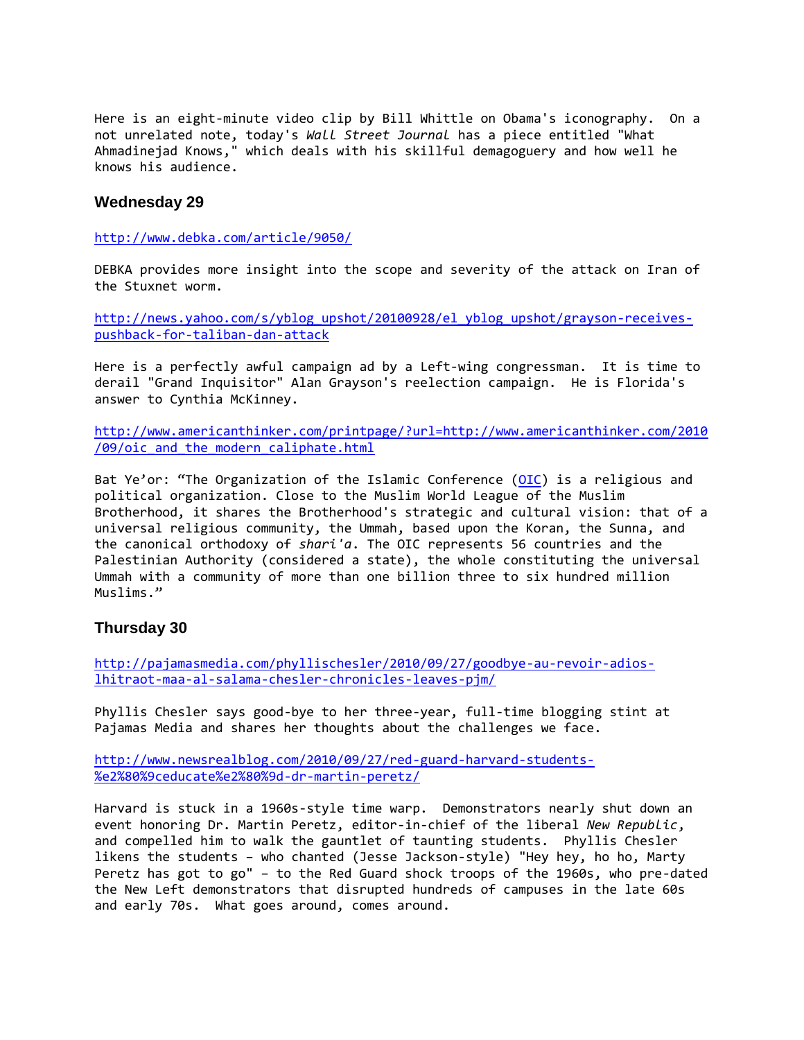Here is an eight-minute video clip by Bill Whittle on Obama's iconography. On a not unrelated note, today's *Wall Street Journal* has a piece entitled "What Ahmadinejad Knows," which deals with his skillful demagoguery and how well he knows his audience.

### Wednesday 29

http://www.debka.com/article/9050/

DEBKA provides more insight into the scope and severity of the attack on Iran of the Stuxnet worm.

http://news.yahoo.com/s/yblog_upshot/20100928/el_yblog_upshot/grayson-receives-pushback-for-taliban-dan-attack

Here is a perfectly awful campaign ad by a Left-wing congressman. It is time to derail "Grand Inquisitor" Alan Grayson's reelection campaign. He is Florida's answer to Cynthia McKinney.

http://www.americanthinker.com/printpage/?url=http://www.americanthinker.com/2010/09/oic_and_the_modern_caliphate.html

Bat Ye'or: "The Organization of the Islamic Conference (OIC) is a religious and political organization. Close to the Muslim World League of the Muslim Brotherhood, it shares the Brotherhood's strategic and cultural vision: that of a universal religious community, the Ummah, based upon the Koran, the Sunna, and the canonical orthodoxy of *shari'a*. The OIC represents 56 countries and the Palestinian Authority (considered a state), the whole constituting the universal Ummah with a community of more than one billion three to six hundred million Muslims."

### Thursday 30

http://pajamasmedia.com/phyllischesler/2010/09/27/goodbye-au-revoir-adios-lhitraot-maa-al-salama-chesler-chronicles-leaves-pjm/

Phyllis Chesler says good-bye to her three-year, full-time blogging stint at Pajamas Media and shares her thoughts about the challenges we face.

http://www.newsrealblog.com/2010/09/27/red-guard-harvard-students-%e2%80%9ceducate%e2%80%9d-dr-martin-peretz/

Harvard is stuck in a 1960s-style time warp. Demonstrators nearly shut down an event honoring Dr. Martin Peretz, editor-in-chief of the liberal *New Republic*, and compelled him to walk the gauntlet of taunting students. Phyllis Chesler likens the students – who chanted (Jesse Jackson-style) "Hey hey, ho ho, Marty Peretz has got to go" – to the Red Guard shock troops of the 1960s, who pre-dated the New Left demonstrators that disrupted hundreds of campuses in the late 60s and early 70s. What goes around, comes around.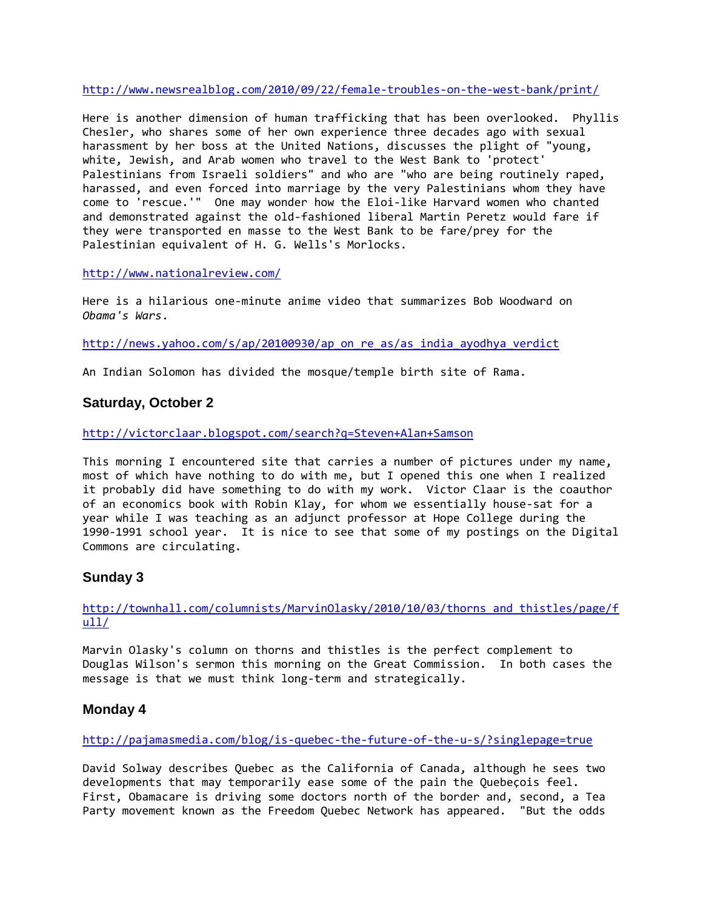http://www.newsrealblog.com/2010/09/22/female-troubles-on-the-west-bank/print/

Here is another dimension of human trafficking that has been overlooked. Phyllis Chesler, who shares some of her own experience three decades ago with sexual harassment by her boss at the United Nations, discusses the plight of "young, white, Jewish, and Arab women who travel to the West Bank to 'protect' Palestinians from Israeli soldiers" and who are "who are being routinely raped, harassed, and even forced into marriage by the very Palestinians whom they have come to 'rescue.'" One may wonder how the Eloi-like Harvard women who chanted and demonstrated against the old-fashioned liberal Martin Peretz would fare if they were transported en masse to the West Bank to be fare/prey for the Palestinian equivalent of H. G. Wells's Morlocks.

http://www.nationalreview.com/

Here is a hilarious one-minute anime video that summarizes Bob Woodward on *Obama's Wars*.

http://news.yahoo.com/s/ap/20100930/ap_on_re_as/as_india_ayodhya_verdict

An Indian Solomon has divided the mosque/temple birth site of Rama.

### Saturday, October 2

http://victorclaar.blogspot.com/search?q=Steven+Alan+Samson

This morning I encountered site that carries a number of pictures under my name, most of which have nothing to do with me, but I opened this one when I realized it probably did have something to do with my work. Victor Claar is the coauthor of an economics book with Robin Klay, for whom we essentially house-sat for a year while I was teaching as an adjunct professor at Hope College during the 1990-1991 school year. It is nice to see that some of my postings on the Digital Commons are circulating.

### Sunday 3

http://townhall.com/columnists/MarvinOlasky/2010/10/03/thorns_and_thistles/page/full/

Marvin Olasky's column on thorns and thistles is the perfect complement to Douglas Wilson's sermon this morning on the Great Commission. In both cases the message is that we must think long-term and strategically.

### Monday 4

http://pajamasmedia.com/blog/is-quebec-the-future-of-the-u-s/?singlepage=true

David Solway describes Quebec as the California of Canada, although he sees two developments that may temporarily ease some of the pain the Quebeçois feel. First, Obamacare is driving some doctors north of the border and, second, a Tea Party movement known as the Freedom Quebec Network has appeared. "But the odds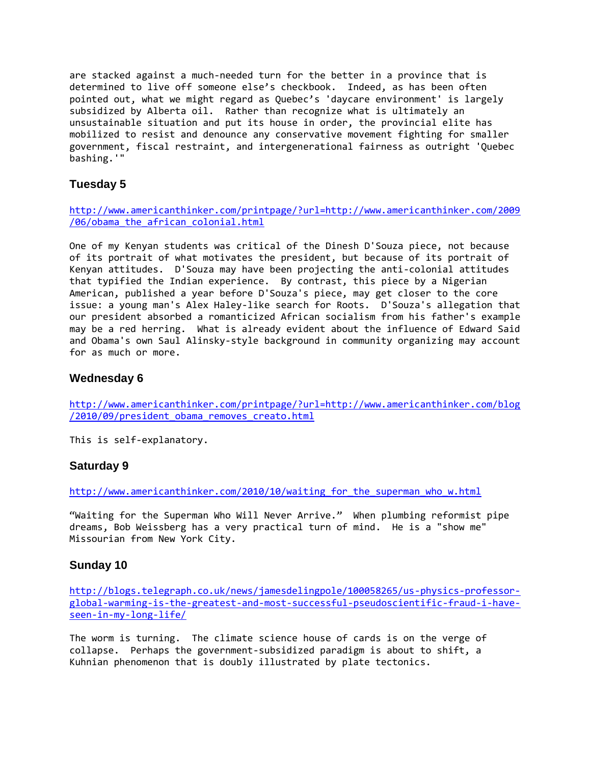are stacked against a much-needed turn for the better in a province that is determined to live off someone else’s checkbook.  Indeed, as has been often pointed out, what we might regard as Quebec’s 'daycare environment' is largely subsidized by Alberta oil.  Rather than recognize what is ultimately an unsustainable situation and put its house in order, the provincial elite has mobilized to resist and denounce any conservative movement fighting for smaller government, fiscal restraint, and intergenerational fairness as outright 'Quebec bashing.'"

### Tuesday 5

http://www.americanthinker.com/printpage/?url=http://www.americanthinker.com/2009/06/obama_the_african_colonial.html

One of my Kenyan students was critical of the Dinesh D'Souza piece, not because of its portrait of what motivates the president, but because of its portrait of Kenyan attitudes.  D'Souza may have been projecting the anti-colonial attitudes that typified the Indian experience.  By contrast, this piece by a Nigerian American, published a year before D'Souza's piece, may get closer to the core issue: a young man's Alex Haley-like search for Roots.  D'Souza's allegation that our president absorbed a romanticized African socialism from his father's example may be a red herring.  What is already evident about the influence of Edward Said and Obama's own Saul Alinsky-style background in community organizing may account for as much or more.

### Wednesday 6

http://www.americanthinker.com/printpage/?url=http://www.americanthinker.com/blog/2010/09/president_obama_removes_creato.html

This is self-explanatory.

### Saturday 9

http://www.americanthinker.com/2010/10/waiting_for_the_superman_who_w.html

“Waiting for the Superman Who Will Never Arrive.”  When plumbing reformist pipe dreams, Bob Weissberg has a very practical turn of mind.  He is a "show me" Missourian from New York City.

### Sunday 10

http://blogs.telegraph.co.uk/news/jamesdelingpole/100058265/us-physics-professor-global-warming-is-the-greatest-and-most-successful-pseudoscientific-fraud-i-have-seen-in-my-long-life/

The worm is turning.  The climate science house of cards is on the verge of collapse.  Perhaps the government-subsidized paradigm is about to shift, a Kuhnian phenomenon that is doubly illustrated by plate tectonics.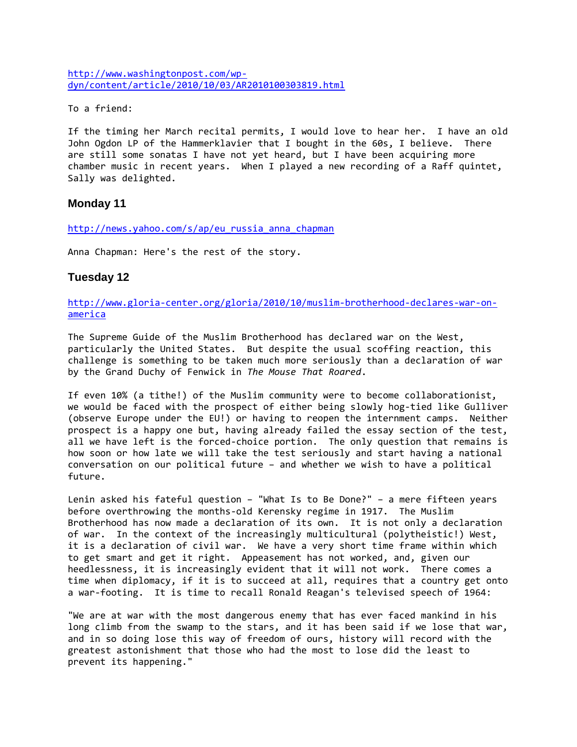http://www.washingtonpost.com/wp-dyn/content/article/2010/10/03/AR2010100303819.html

To a friend:

If the timing her March recital permits, I would love to hear her.  I have an old John Ogdon LP of the Hammerklavier that I bought in the 60s, I believe.  There are still some sonatas I have not yet heard, but I have been acquiring more chamber music in recent years.  When I played a new recording of a Raff quintet, Sally was delighted.

### Monday 11

http://news.yahoo.com/s/ap/eu_russia_anna_chapman

Anna Chapman: Here's the rest of the story.

### Tuesday 12

http://www.gloria-center.org/gloria/2010/10/muslim-brotherhood-declares-war-on-america

The Supreme Guide of the Muslim Brotherhood has declared war on the West, particularly the United States.  But despite the usual scoffing reaction, this challenge is something to be taken much more seriously than a declaration of war by the Grand Duchy of Fenwick in *The Mouse That Roared*.

If even 10% (a tithe!) of the Muslim community were to become collaborationist, we would be faced with the prospect of either being slowly hog-tied like Gulliver (observe Europe under the EU!) or having to reopen the internment camps.  Neither prospect is a happy one but, having already failed the essay section of the test, all we have left is the forced-choice portion.  The only question that remains is how soon or how late we will take the test seriously and start having a national conversation on our political future – and whether we wish to have a political future.

Lenin asked his fateful question – "What Is to Be Done?" – a mere fifteen years before overthrowing the months-old Kerensky regime in 1917.  The Muslim Brotherhood has now made a declaration of its own.  It is not only a declaration of war.  In the context of the increasingly multicultural (polytheistic!) West, it is a declaration of civil war.  We have a very short time frame within which to get smart and get it right.  Appeasement has not worked, and, given our heedlessness, it is increasingly evident that it will not work.  There comes a time when diplomacy, if it is to succeed at all, requires that a country get onto a war-footing.  It is time to recall Ronald Reagan's televised speech of 1964:

"We are at war with the most dangerous enemy that has ever faced mankind in his long climb from the swamp to the stars, and it has been said if we lose that war, and in so doing lose this way of freedom of ours, history will record with the greatest astonishment that those who had the most to lose did the least to prevent its happening."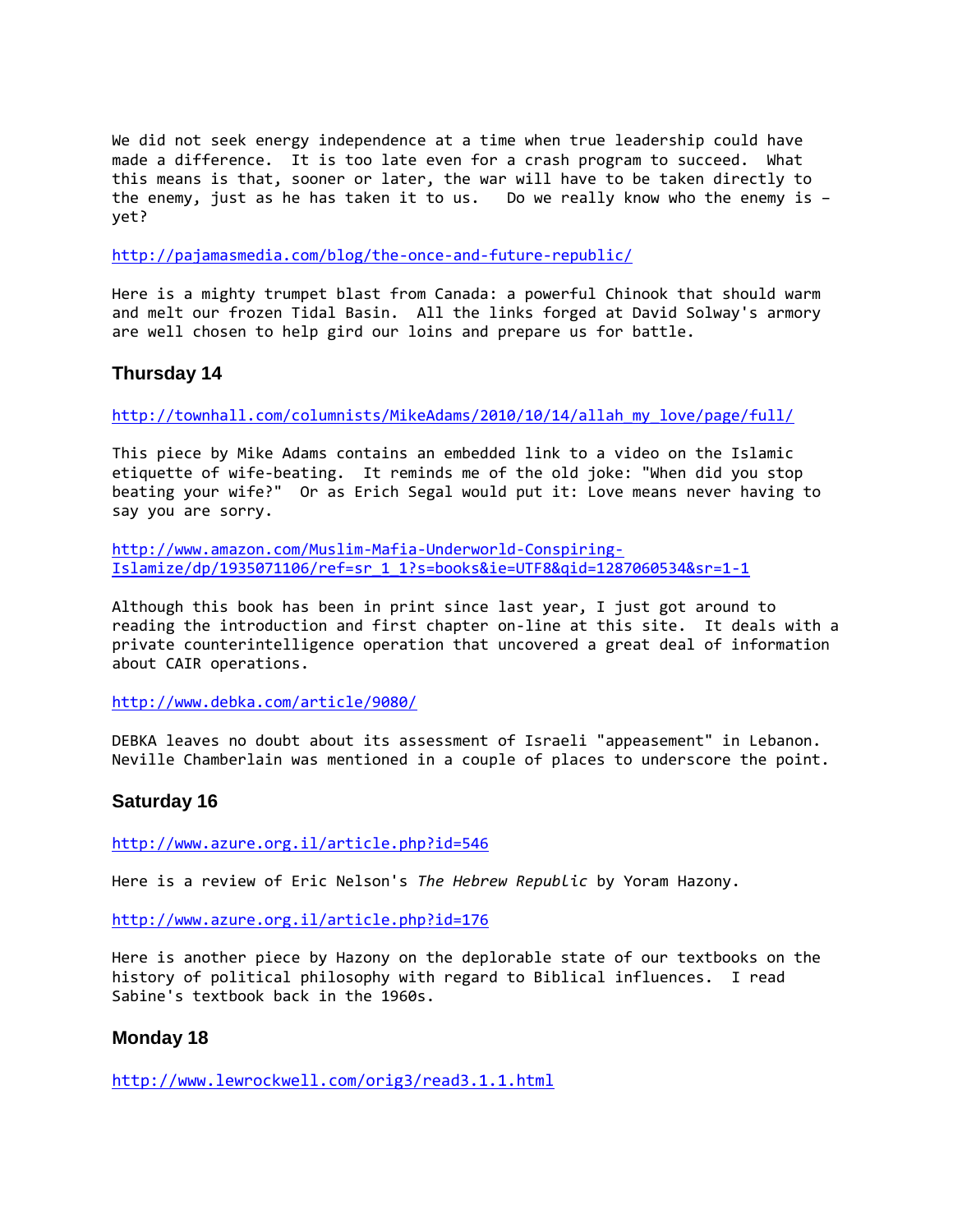We did not seek energy independence at a time when true leadership could have made a difference. It is too late even for a crash program to succeed. What this means is that, sooner or later, the war will have to be taken directly to the enemy, just as he has taken it to us. Do we really know who the enemy is – yet?

http://pajamasmedia.com/blog/the-once-and-future-republic/

Here is a mighty trumpet blast from Canada: a powerful Chinook that should warm and melt our frozen Tidal Basin. All the links forged at David Solway's armory are well chosen to help gird our loins and prepare us for battle.

### Thursday 14

http://townhall.com/columnists/MikeAdams/2010/10/14/allah_my_love/page/full/

This piece by Mike Adams contains an embedded link to a video on the Islamic etiquette of wife-beating. It reminds me of the old joke: "When did you stop beating your wife?" Or as Erich Segal would put it: Love means never having to say you are sorry.

http://www.amazon.com/Muslim-Mafia-Underworld-Conspiring-Islamize/dp/1935071106/ref=sr_1_1?s=books&ie=UTF8&qid=1287060534&sr=1-1

Although this book has been in print since last year, I just got around to reading the introduction and first chapter on-line at this site. It deals with a private counterintelligence operation that uncovered a great deal of information about CAIR operations.

http://www.debka.com/article/9080/

DEBKA leaves no doubt about its assessment of Israeli "appeasement" in Lebanon. Neville Chamberlain was mentioned in a couple of places to underscore the point.

### Saturday 16

http://www.azure.org.il/article.php?id=546

Here is a review of Eric Nelson's *The Hebrew Republic* by Yoram Hazony.

http://www.azure.org.il/article.php?id=176

Here is another piece by Hazony on the deplorable state of our textbooks on the history of political philosophy with regard to Biblical influences. I read Sabine's textbook back in the 1960s.

### Monday 18

http://www.lewrockwell.com/orig3/read3.1.1.html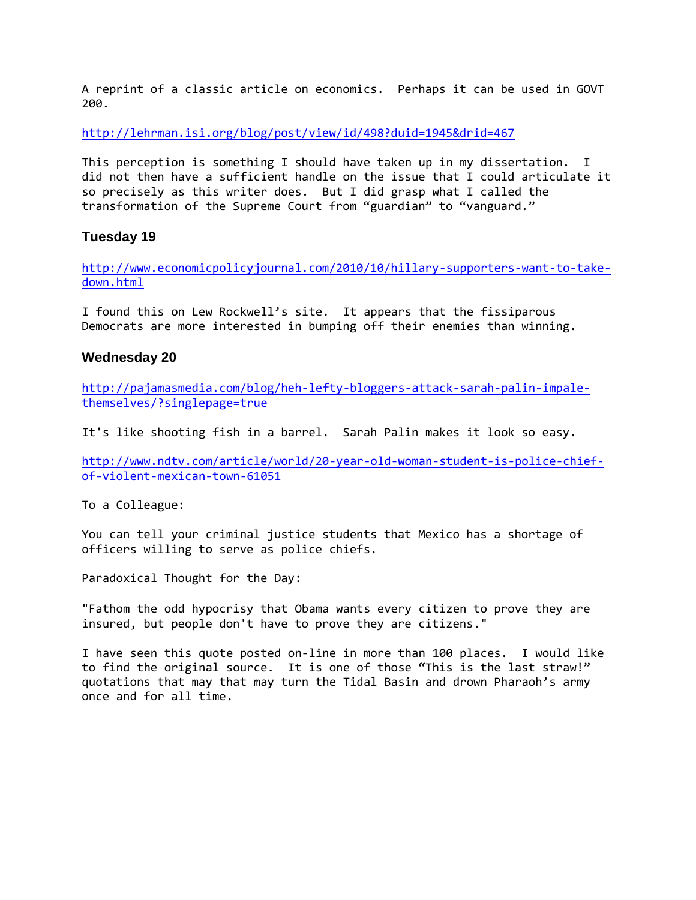A reprint of a classic article on economics.  Perhaps it can be used in GOVT 200.

http://lehrman.isi.org/blog/post/view/id/498?duid=1945&drid=467

This perception is something I should have taken up in my dissertation.  I did not then have a sufficient handle on the issue that I could articulate it so precisely as this writer does.  But I did grasp what I called the transformation of the Supreme Court from "guardian" to "vanguard."

### Tuesday 19

http://www.economicpolicyjournal.com/2010/10/hillary-supporters-want-to-take-down.html

I found this on Lew Rockwell's site.  It appears that the fissiparous Democrats are more interested in bumping off their enemies than winning.

### Wednesday 20

http://pajamasmedia.com/blog/heh-lefty-bloggers-attack-sarah-palin-impale-themselves/?singlepage=true

It's like shooting fish in a barrel.  Sarah Palin makes it look so easy.

http://www.ndtv.com/article/world/20-year-old-woman-student-is-police-chief-of-violent-mexican-town-61051

To a Colleague:

You can tell your criminal justice students that Mexico has a shortage of officers willing to serve as police chiefs.

Paradoxical Thought for the Day:

"Fathom the odd hypocrisy that Obama wants every citizen to prove they are insured, but people don't have to prove they are citizens."

I have seen this quote posted on-line in more than 100 places.  I would like to find the original source.  It is one of those "This is the last straw!" quotations that may that may turn the Tidal Basin and drown Pharaoh's army once and for all time.